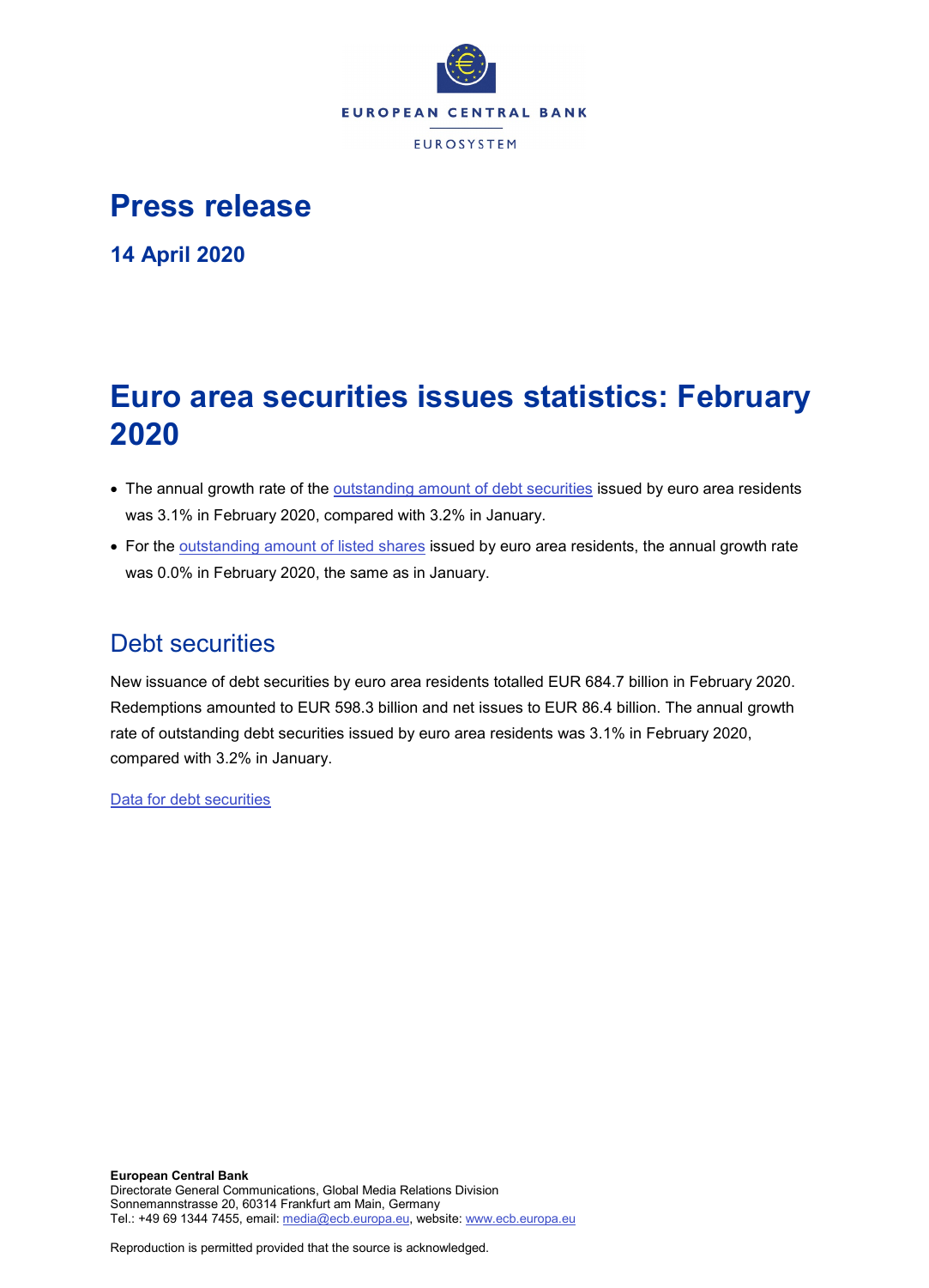EUROPEAN CENTRAL BANK

EUROSYSTEM

# Press release

**14 April 2020**

# Euro area securities issues statistics: February 2020

- The annual growth rate of the outstanding amount of debt securities issued by euro area residents was 3.1% in February 2020, compared with 3.2% in January.
- For the outstanding amount of listed shares issued by euro area residents, the annual growth rate was 0.0% in February 2020, the same as in January.

## Debt securities

New issuance of debt securities by euro area residents totalled EUR 684.7 billion in February 2020. Redemptions amounted to EUR 598.3 billion and net issues to EUR 86.4 billion. The annual growth rate of outstanding debt securities issued by euro area residents was 3.1% in February 2020, compared with 3.2% in January.

Data for debt securities

**European Central Bank**
Directorate General Communications, Global Media Relations Division
Sonnemannstrasse 20, 60314 Frankfurt am Main, Germany
Tel.: +49 69 1344 7455, email: media@ecb.europa.eu, website: www.ecb.europa.eu

Reproduction is permitted provided that the source is acknowledged.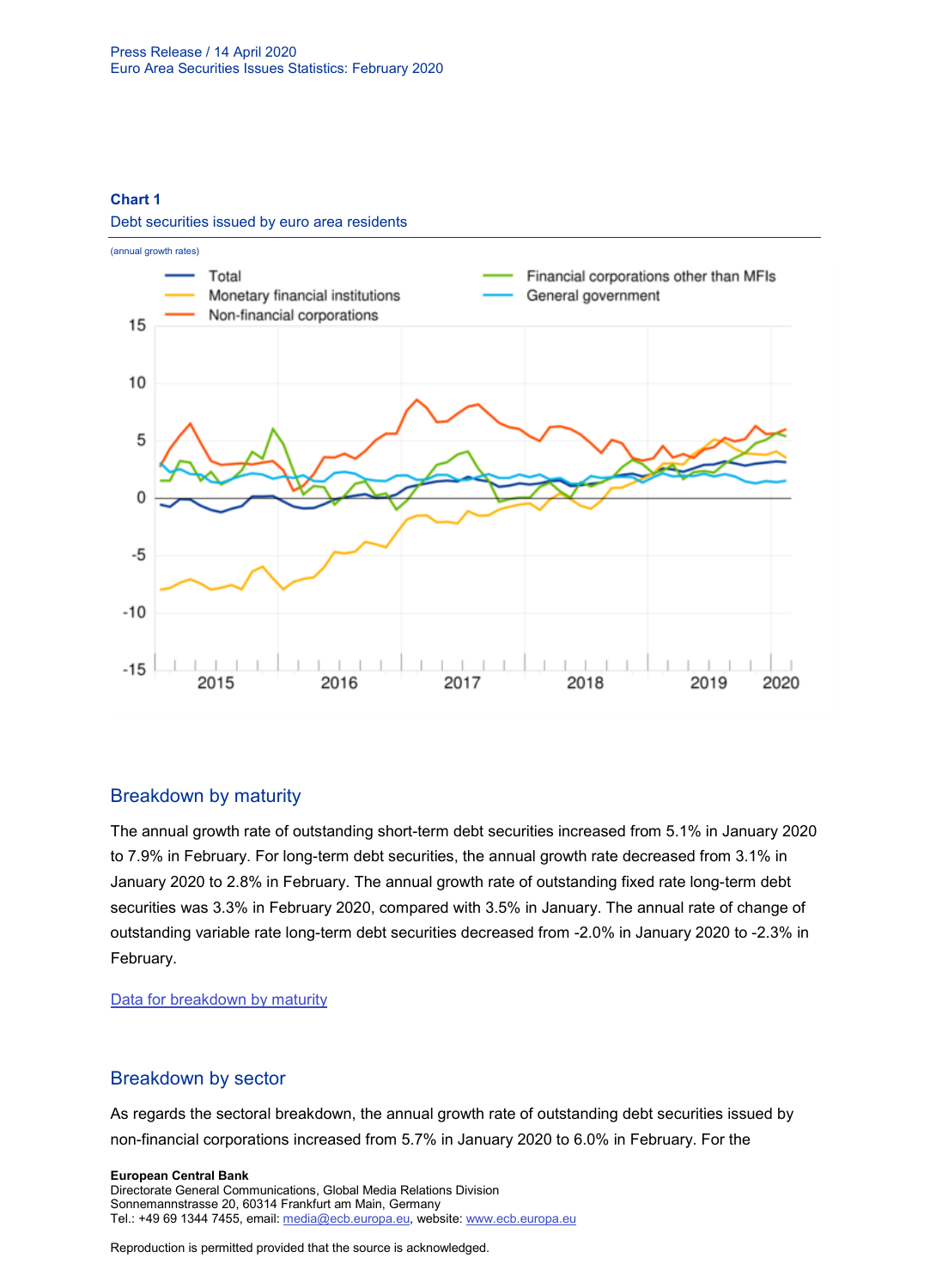**Chart 1**

Debt securities issued by euro area residents

(annual growth rates)

## Breakdown by maturity

The annual growth rate of outstanding short-term debt securities increased from 5.1% in January 2020 to 7.9% in February. For long-term debt securities, the annual growth rate decreased from 3.1% in January 2020 to 2.8% in February. The annual growth rate of outstanding fixed rate long-term debt securities was 3.3% in February 2020, compared with 3.5% in January. The annual rate of change of outstanding variable rate long-term debt securities decreased from -2.0% in January 2020 to -2.3% in February.

[Data for breakdown by maturity]

## Breakdown by sector

As regards the sectoral breakdown, the annual growth rate of outstanding debt securities issued by non-financial corporations increased from 5.7% in January 2020 to 6.0% in February. For the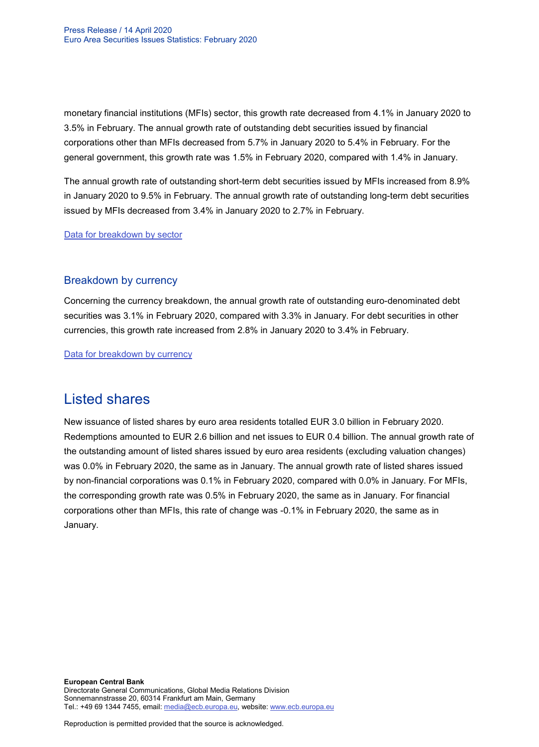monetary financial institutions (MFIs) sector, this growth rate decreased from 4.1% in January 2020 to 3.5% in February. The annual growth rate of outstanding debt securities issued by financial corporations other than MFIs decreased from 5.7% in January 2020 to 5.4% in February. For the general government, this growth rate was 1.5% in February 2020, compared with 1.4% in January.

The annual growth rate of outstanding short-term debt securities issued by MFIs increased from 8.9% in January 2020 to 9.5% in February. The annual growth rate of outstanding long-term debt securities issued by MFIs decreased from 3.4% in January 2020 to 2.7% in February.

Data for breakdown by sector

### Breakdown by currency

Concerning the currency breakdown, the annual growth rate of outstanding euro-denominated debt securities was 3.1% in February 2020, compared with 3.3% in January. For debt securities in other currencies, this growth rate increased from 2.8% in January 2020 to 3.4% in February.

Data for breakdown by currency

## Listed shares

New issuance of listed shares by euro area residents totalled EUR 3.0 billion in February 2020. Redemptions amounted to EUR 2.6 billion and net issues to EUR 0.4 billion. The annual growth rate of the outstanding amount of listed shares issued by euro area residents (excluding valuation changes) was 0.0% in February 2020, the same as in January. The annual growth rate of listed shares issued by non-financial corporations was 0.1% in February 2020, compared with 0.0% in January. For MFIs, the corresponding growth rate was 0.5% in February 2020, the same as in January. For financial corporations other than MFIs, this rate of change was -0.1% in February 2020, the same as in January.

**European Central Bank**
Directorate General Communications, Global Media Relations Division
Sonnemannstrasse 20, 60314 Frankfurt am Main, Germany
Tel.: +49 69 1344 7455, email: media@ecb.europa.eu, website: www.ecb.europa.eu

Reproduction is permitted provided that the source is acknowledged.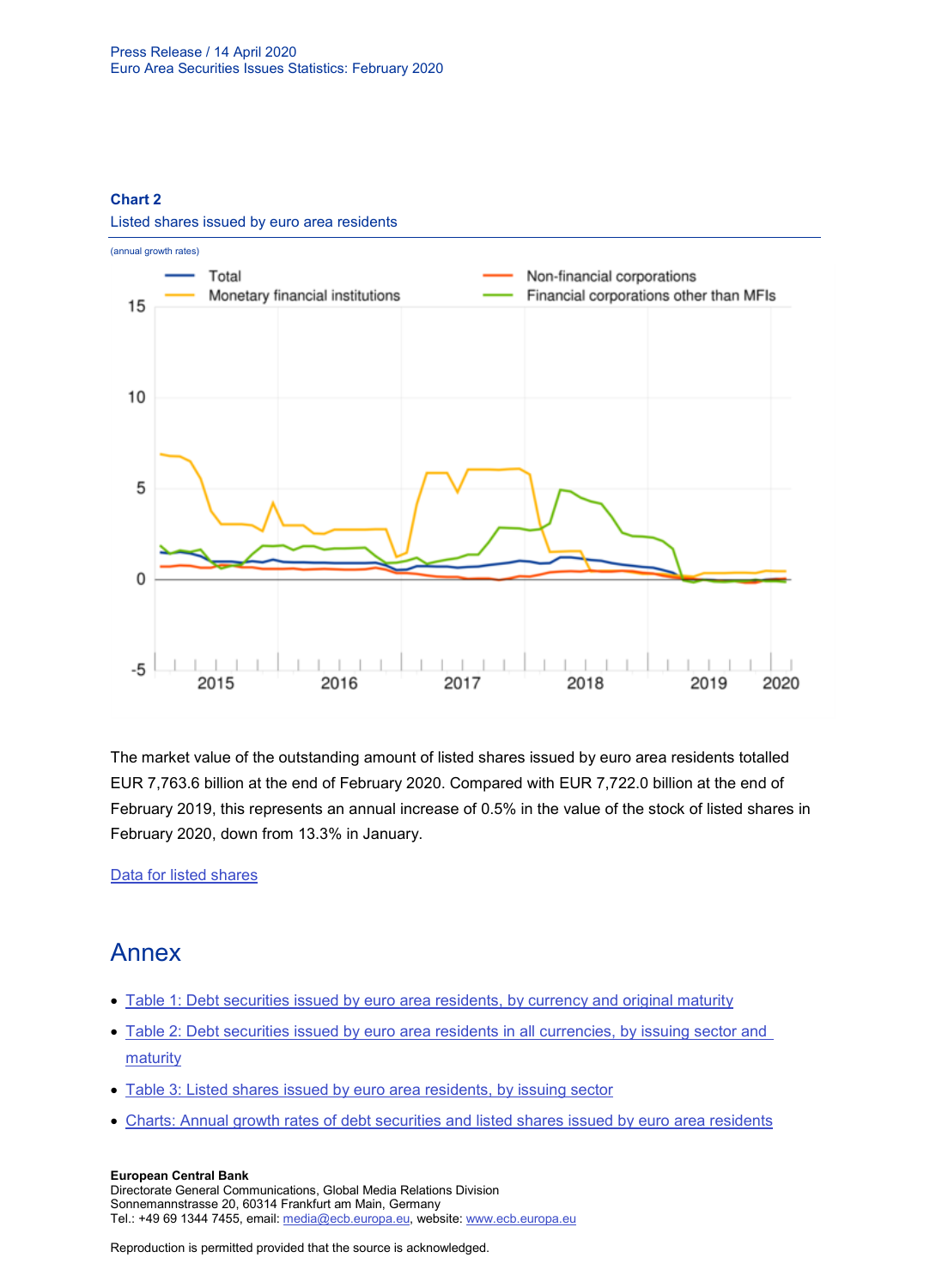**Chart 2**

Listed shares issued by euro area residents

(annual growth rates)

The market value of the outstanding amount of listed shares issued by euro area residents totalled EUR 7,763.6 billion at the end of February 2020. Compared with EUR 7,722.0 billion at the end of February 2019, this represents an annual increase of 0.5% in the value of the stock of listed shares in February 2020, down from 13.3% in January.

Data for listed shares

# Annex

- Table 1: Debt securities issued by euro area residents, by currency and original maturity
- Table 2: Debt securities issued by euro area residents in all currencies, by issuing sector and maturity
- Table 3: Listed shares issued by euro area residents, by issuing sector
- Charts: Annual growth rates of debt securities and listed shares issued by euro area residents

**European Central Bank**
Directorate General Communications, Global Media Relations Division
Sonnemannstrasse 20, 60314 Frankfurt am Main, Germany
Tel.: +49 69 1344 7455, email: media@ecb.europa.eu, website: www.ecb.europa.eu

Reproduction is permitted provided that the source is acknowledged.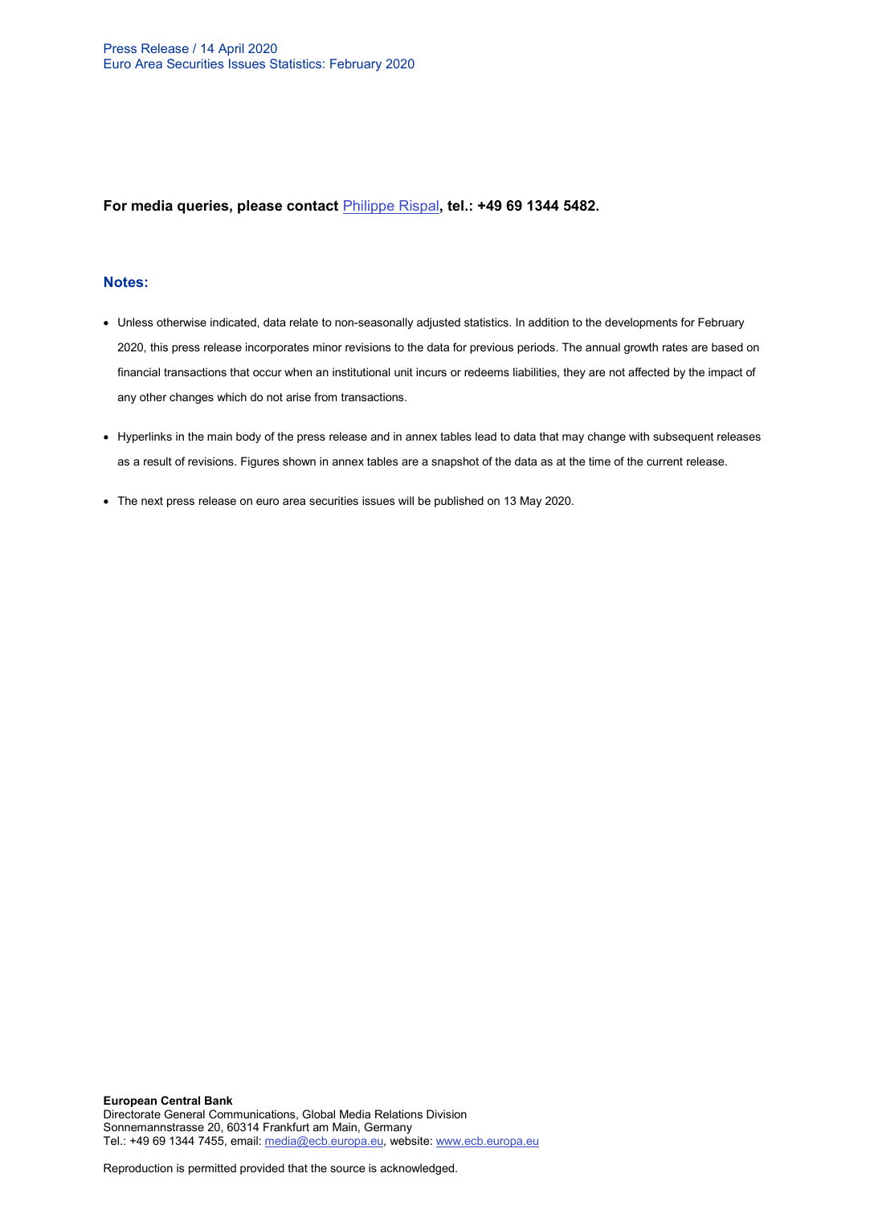**For media queries, please contact Philippe Rispal, tel.: +49 69 1344 5482.**

## Notes:

- Unless otherwise indicated, data relate to non-seasonally adjusted statistics. In addition to the developments for February 2020, this press release incorporates minor revisions to the data for previous periods. The annual growth rates are based on financial transactions that occur when an institutional unit incurs or redeems liabilities, they are not affected by the impact of any other changes which do not arise from transactions.
- Hyperlinks in the main body of the press release and in annex tables lead to data that may change with subsequent releases as a result of revisions. Figures shown in annex tables are a snapshot of the data as at the time of the current release.
- The next press release on euro area securities issues will be published on 13 May 2020.

**European Central Bank**
Directorate General Communications, Global Media Relations Division
Sonnemannstrasse 20, 60314 Frankfurt am Main, Germany
Tel.: +49 69 1344 7455, email: media@ecb.europa.eu, website: www.ecb.europa.eu

Reproduction is permitted provided that the source is acknowledged.